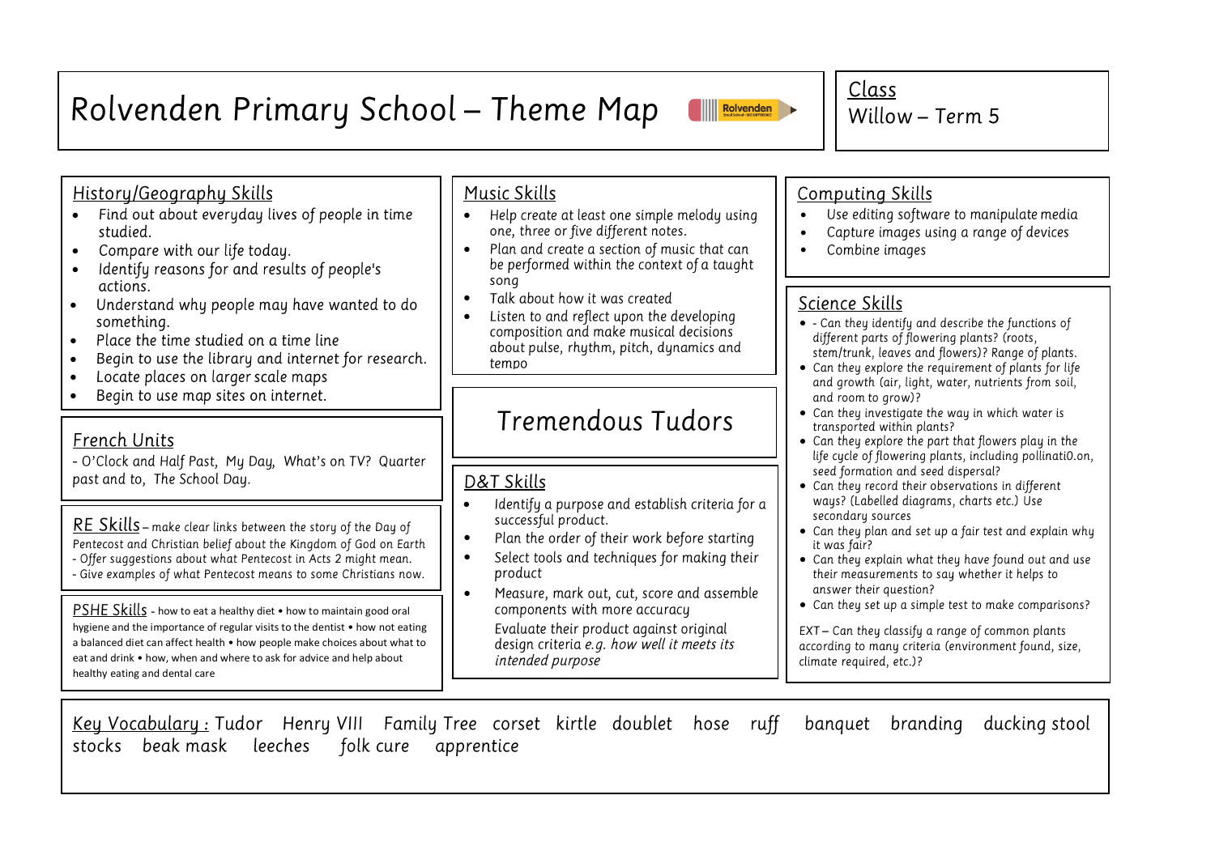# Rolvenden Primary School – Theme Map

**Class**
Willow – Term 5

## Tremendous Tudors

### History/Geography Skills

- Find out about everyday lives of people in time studied.
- Compare with our life today.
- Identify reasons for and results of people's actions.
- Understand why people may have wanted to do something.
- Place the time studied on a time line
- Begin to use the library and internet for research.
- Locate places on larger scale maps
- Begin to use map sites on internet.

### French Units

- O'Clock and Half Past, My Day, What's on TV? Quarter past and to, The School Day.

### RE Skills

– make clear links between the story of the Day of Pentecost and Christian belief about the Kingdom of God on Earth
- Offer suggestions about what Pentecost in Acts 2 might mean.
- Give examples of what Pentecost means to some Christians now.

### PSHE Skills

- how to eat a healthy diet • how to maintain good oral hygiene and the importance of regular visits to the dentist • how not eating a balanced diet can affect health • how people make choices about what to eat and drink • how, when and where to ask for advice and help about healthy eating and dental care

### Music Skills

- Help create at least one simple melody using one, three or five different notes.
- Plan and create a section of music that can be performed within the context of a taught song
- Talk about how it was created
- Listen to and reflect upon the developing composition and make musical decisions about pulse, rhythm, pitch, dynamics and tempo

### D&T Skills

- Identify a purpose and establish criteria for a successful product.
- Plan the order of their work before starting
- Select tools and techniques for making their product
- Measure, mark out, cut, score and assemble components with more accuracy
  Evaluate their product against original design criteria *e.g. how well it meets its intended purpose*

### Computing Skills

- Use editing software to manipulate media
- Capture images using a range of devices
- Combine images

### Science Skills

- - Can they identify and describe the functions of different parts of flowering plants? (roots, stem/trunk, leaves and flowers)? Range of plants.
- Can they explore the requirement of plants for life and growth (air, light, water, nutrients from soil, and room to grow)?
- Can they investigate the way in which water is transported within plants?
- Can they explore the part that flowers play in the life cycle of flowering plants, including pollinati0.on, seed formation and seed dispersal?
- Can they record their observations in different ways? (Labelled diagrams, charts etc.) Use secondary sources
- Can they plan and set up a fair test and explain why it was fair?
- Can they explain what they have found out and use their measurements to say whether it helps to answer their question?
- Can they set up a simple test to make comparisons?

EXT – Can they classify a range of common plants according to many criteria (environment found, size, climate required, etc.)?

**Key Vocabulary :** Tudor Henry VIII Family Tree corset kirtle doublet hose ruff banquet branding ducking stool stocks beak mask leeches folk cure apprentice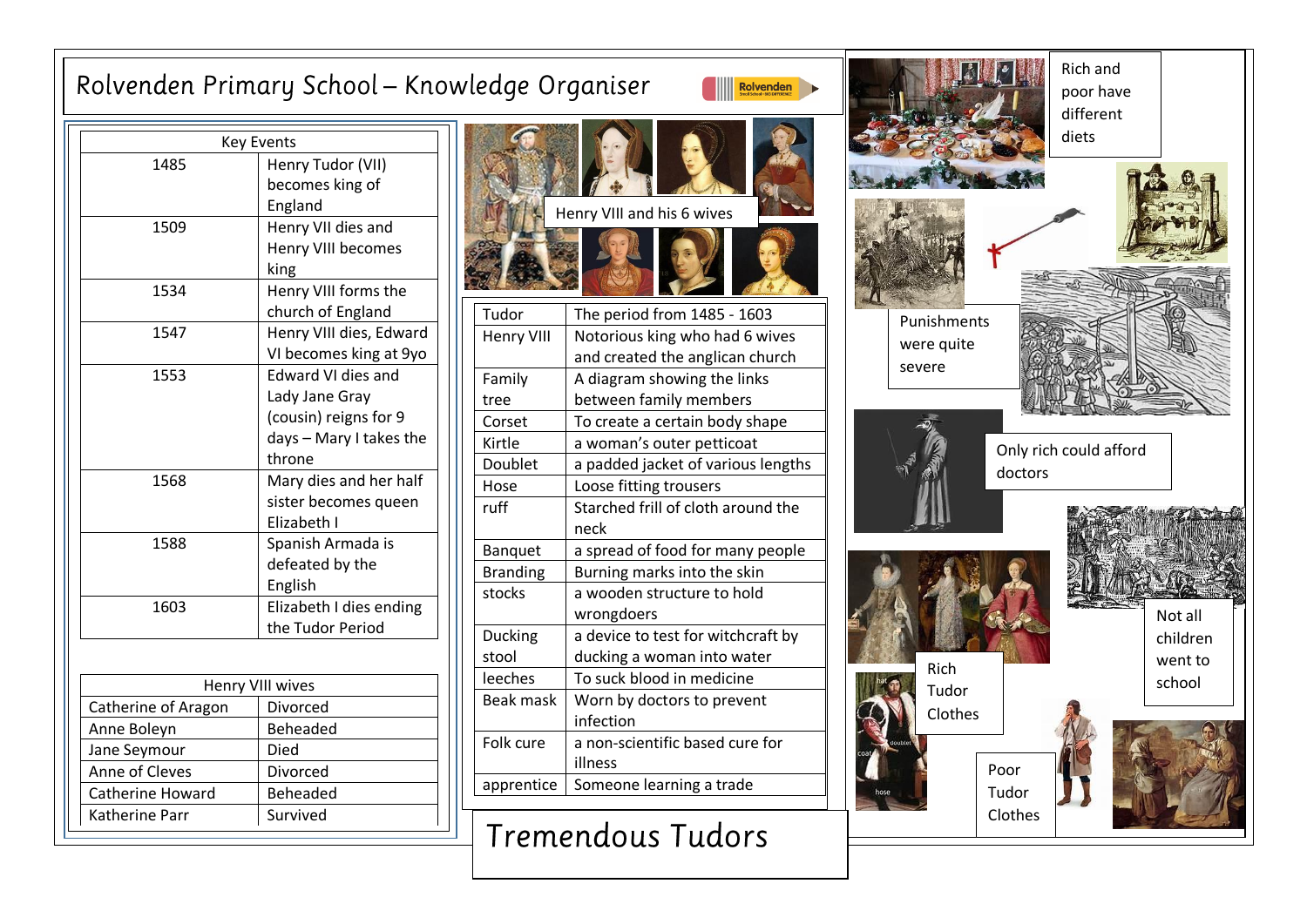# Rolvenden Primary School – Knowledge Organiser

## Tremendous Tudors

| Key Events | |
|---|---|
| 1485 | Henry Tudor (VII) becomes king of England |
| 1509 | Henry VII dies and Henry VIII becomes king |
| 1534 | Henry VIII forms the church of England |
| 1547 | Henry VIII dies, Edward VI becomes king at 9yo |
| 1553 | Edward VI dies and Lady Jane Gray (cousin) reigns for 9 days – Mary I takes the throne |
| 1568 | Mary dies and her half sister becomes queen Elizabeth I |
| 1588 | Spanish Armada is defeated by the English |
| 1603 | Elizabeth I dies ending the Tudor Period |

| Henry VIII wives | |
|---|---|
| Catherine of Aragon | Divorced |
| Anne Boleyn | Beheaded |
| Jane Seymour | Died |
| Anne of Cleves | Divorced |
| Catherine Howard | Beheaded |
| Katherine Parr | Survived |

Henry VIII and his 6 wives

| | |
|---|---|
| Tudor | The period from 1485 - 1603 |
| Henry VIII | Notorious king who had 6 wives and created the anglican church |
| Family tree | A diagram showing the links between family members |
| Corset | To create a certain body shape |
| Kirtle | a woman's outer petticoat |
| Doublet | a padded jacket of various lengths |
| Hose | Loose fitting trousers |
| ruff | Starched frill of cloth around the neck |
| Banquet | a spread of food for many people |
| Branding | Burning marks into the skin |
| stocks | a wooden structure to hold wrongdoers |
| Ducking stool | a device to test for witchcraft by ducking a woman into water |
| leeches | To suck blood in medicine |
| Beak mask | Worn by doctors to prevent infection |
| Folk cure | a non-scientific based cure for illness |
| apprentice | Someone learning a trade |

Rich and poor have different diets

Punishments were quite severe

Only rich could afford doctors

Not all children went to school

Rich Tudor Clothes

Poor Tudor Clothes